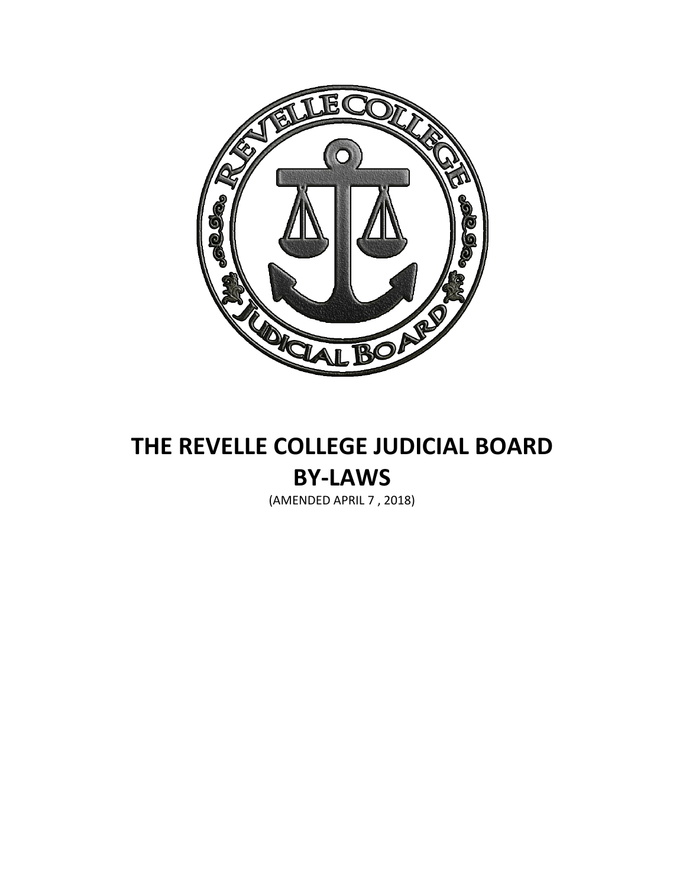# THE REVELLE COLLEGE JUDICIAL BOARD BY-LAWS

(AMENDED APRIL 7 , 2018)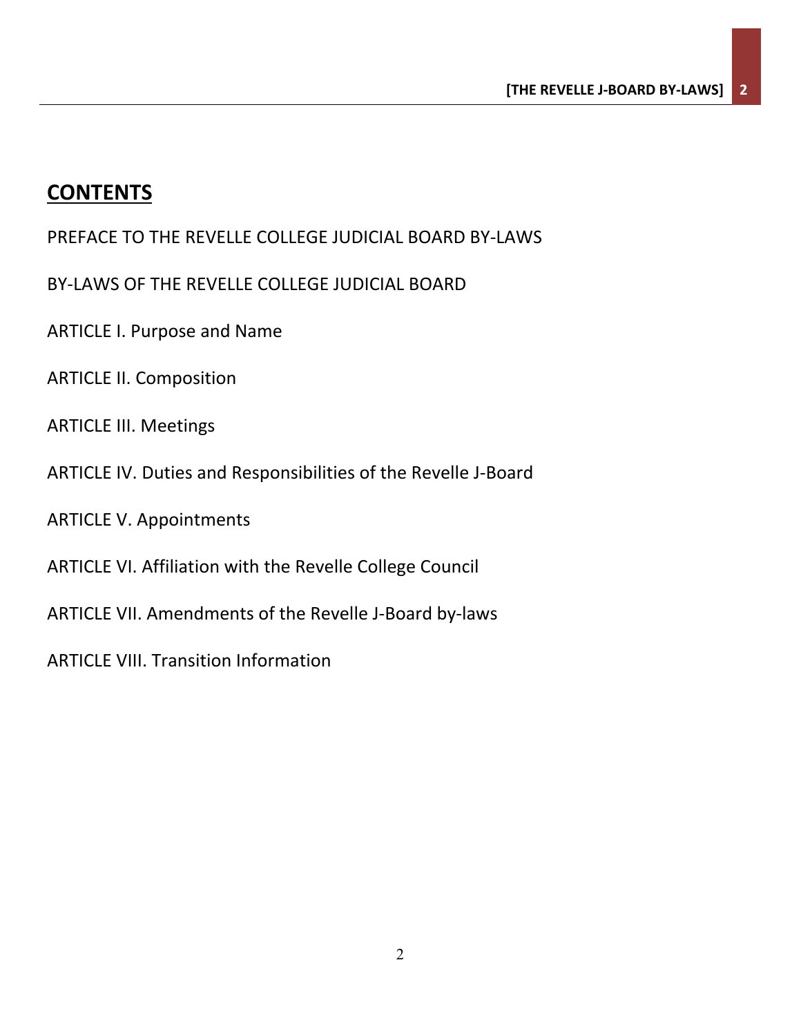## CONTENTS

PREFACE TO THE REVELLE COLLEGE JUDICIAL BOARD BY-LAWS

BY-LAWS OF THE REVELLE COLLEGE JUDICIAL BOARD

ARTICLE I. Purpose and Name

ARTICLE II. Composition

ARTICLE III. Meetings

ARTICLE IV. Duties and Responsibilities of the Revelle J-Board

ARTICLE V. Appointments

ARTICLE VI. Affiliation with the Revelle College Council

ARTICLE VII. Amendments of the Revelle J-Board by-laws

ARTICLE VIII. Transition Information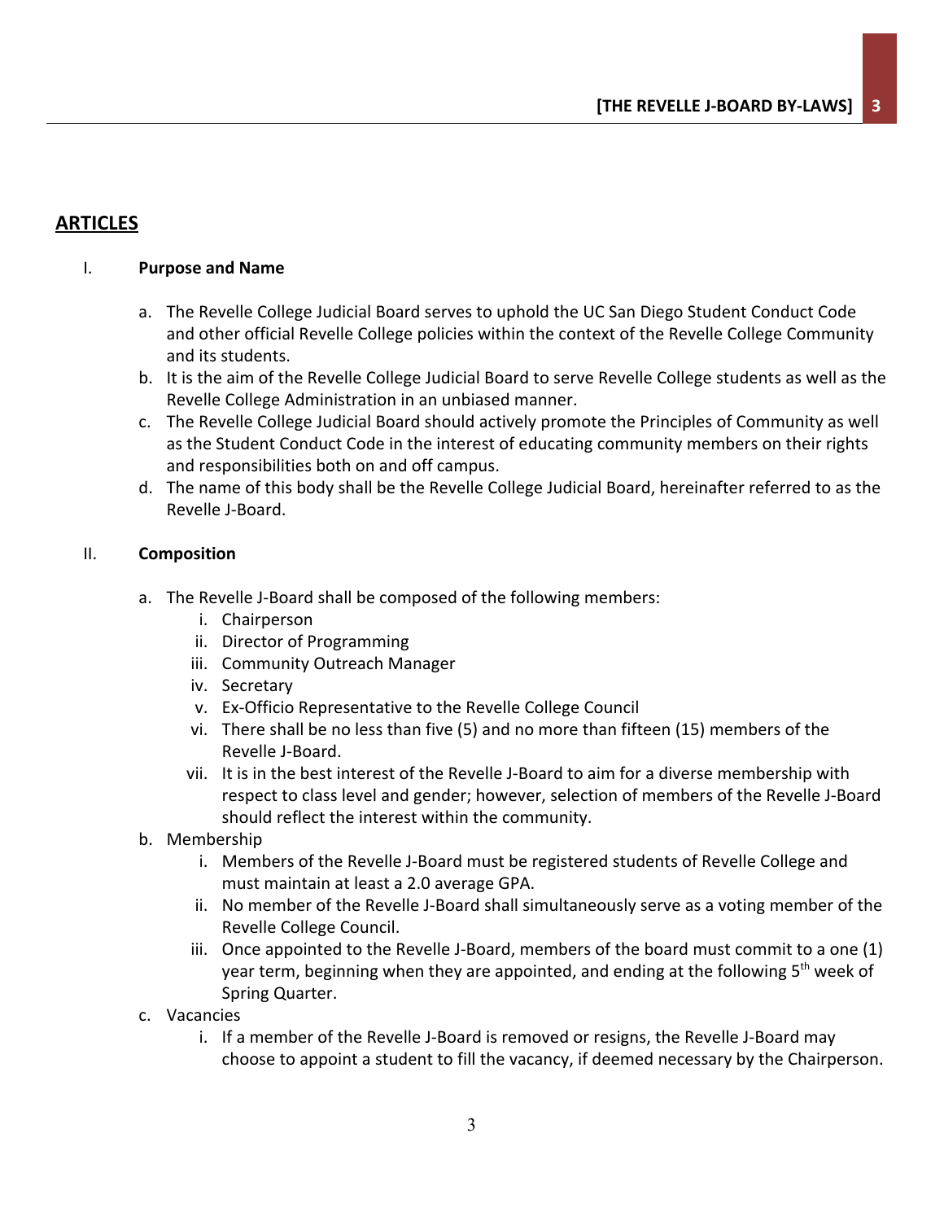## ARTICLES

I. **Purpose and Name**

   a. The Revelle College Judicial Board serves to uphold the UC San Diego Student Conduct Code and other official Revelle College policies within the context of the Revelle College Community and its students.
   b. It is the aim of the Revelle College Judicial Board to serve Revelle College students as well as the Revelle College Administration in an unbiased manner.
   c. The Revelle College Judicial Board should actively promote the Principles of Community as well as the Student Conduct Code in the interest of educating community members on their rights and responsibilities both on and off campus.
   d. The name of this body shall be the Revelle College Judicial Board, hereinafter referred to as the Revelle J-Board.

II. **Composition**

   a. The Revelle J-Board shall be composed of the following members:
      i. Chairperson
      ii. Director of Programming
      iii. Community Outreach Manager
      iv. Secretary
      v. Ex-Officio Representative to the Revelle College Council
      vi. There shall be no less than five (5) and no more than fifteen (15) members of the Revelle J-Board.
      vii. It is in the best interest of the Revelle J-Board to aim for a diverse membership with respect to class level and gender; however, selection of members of the Revelle J-Board should reflect the interest within the community.
   b. Membership
      i. Members of the Revelle J-Board must be registered students of Revelle College and must maintain at least a 2.0 average GPA.
      ii. No member of the Revelle J-Board shall simultaneously serve as a voting member of the Revelle College Council.
      iii. Once appointed to the Revelle J-Board, members of the board must commit to a one (1) year term, beginning when they are appointed, and ending at the following 5th week of Spring Quarter.
   c. Vacancies
      i. If a member of the Revelle J-Board is removed or resigns, the Revelle J-Board may choose to appoint a student to fill the vacancy, if deemed necessary by the Chairperson.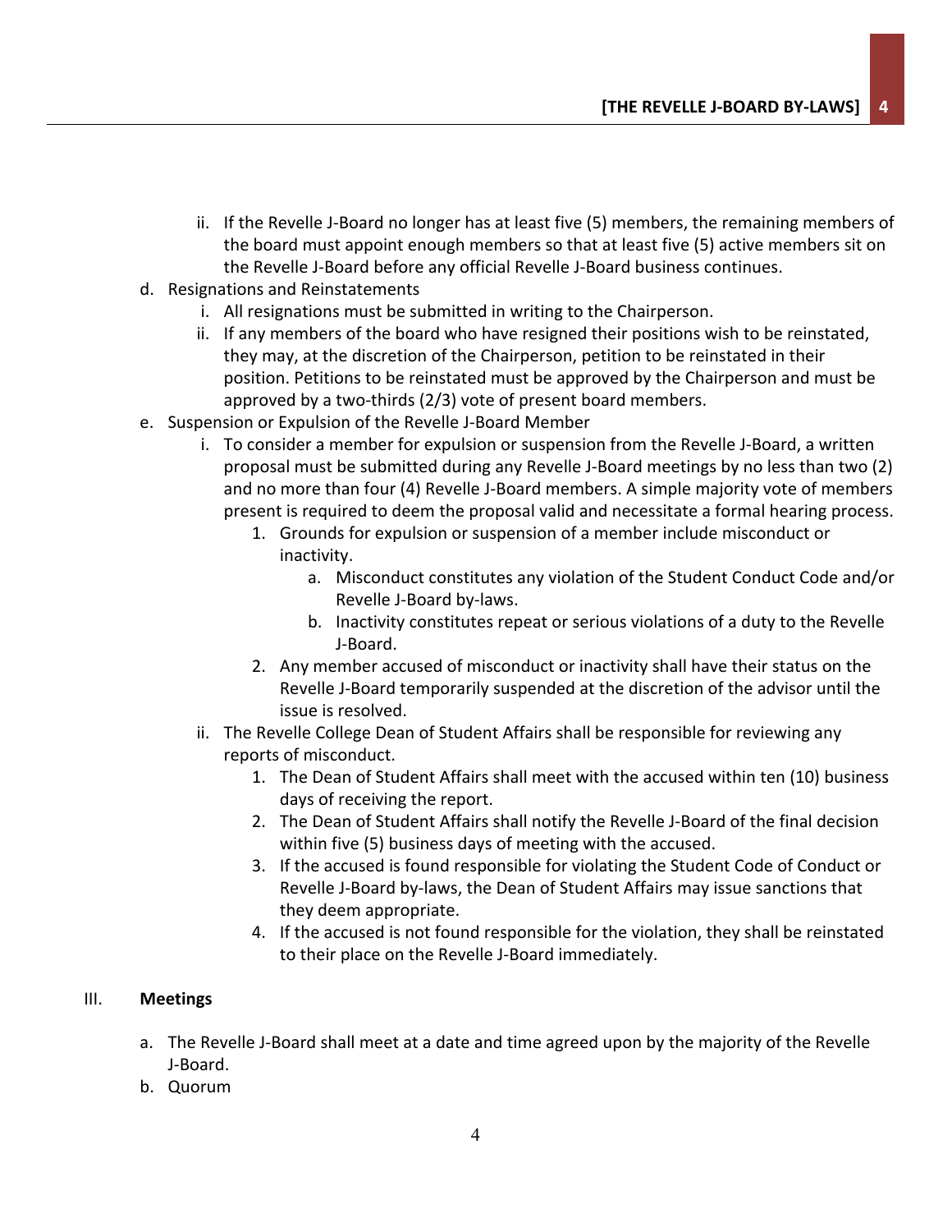ii. If the Revelle J-Board no longer has at least five (5) members, the remaining members of the board must appoint enough members so that at least five (5) active members sit on the Revelle J-Board before any official Revelle J-Board business continues.

d. Resignations and Reinstatements
   i. All resignations must be submitted in writing to the Chairperson.
   ii. If any members of the board who have resigned their positions wish to be reinstated, they may, at the discretion of the Chairperson, petition to be reinstated in their position. Petitions to be reinstated must be approved by the Chairperson and must be approved by a two-thirds (2/3) vote of present board members.

e. Suspension or Expulsion of the Revelle J-Board Member
   i. To consider a member for expulsion or suspension from the Revelle J-Board, a written proposal must be submitted during any Revelle J-Board meetings by no less than two (2) and no more than four (4) Revelle J-Board members. A simple majority vote of members present is required to deem the proposal valid and necessitate a formal hearing process.
      1. Grounds for expulsion or suspension of a member include misconduct or inactivity.
         a. Misconduct constitutes any violation of the Student Conduct Code and/or Revelle J-Board by-laws.
         b. Inactivity constitutes repeat or serious violations of a duty to the Revelle J-Board.
      2. Any member accused of misconduct or inactivity shall have their status on the Revelle J-Board temporarily suspended at the discretion of the advisor until the issue is resolved.
   ii. The Revelle College Dean of Student Affairs shall be responsible for reviewing any reports of misconduct.
      1. The Dean of Student Affairs shall meet with the accused within ten (10) business days of receiving the report.
      2. The Dean of Student Affairs shall notify the Revelle J-Board of the final decision within five (5) business days of meeting with the accused.
      3. If the accused is found responsible for violating the Student Code of Conduct or Revelle J-Board by-laws, the Dean of Student Affairs may issue sanctions that they deem appropriate.
      4. If the accused is not found responsible for the violation, they shall be reinstated to their place on the Revelle J-Board immediately.

## III. **Meetings**

a. The Revelle J-Board shall meet at a date and time agreed upon by the majority of the Revelle J-Board.

b. Quorum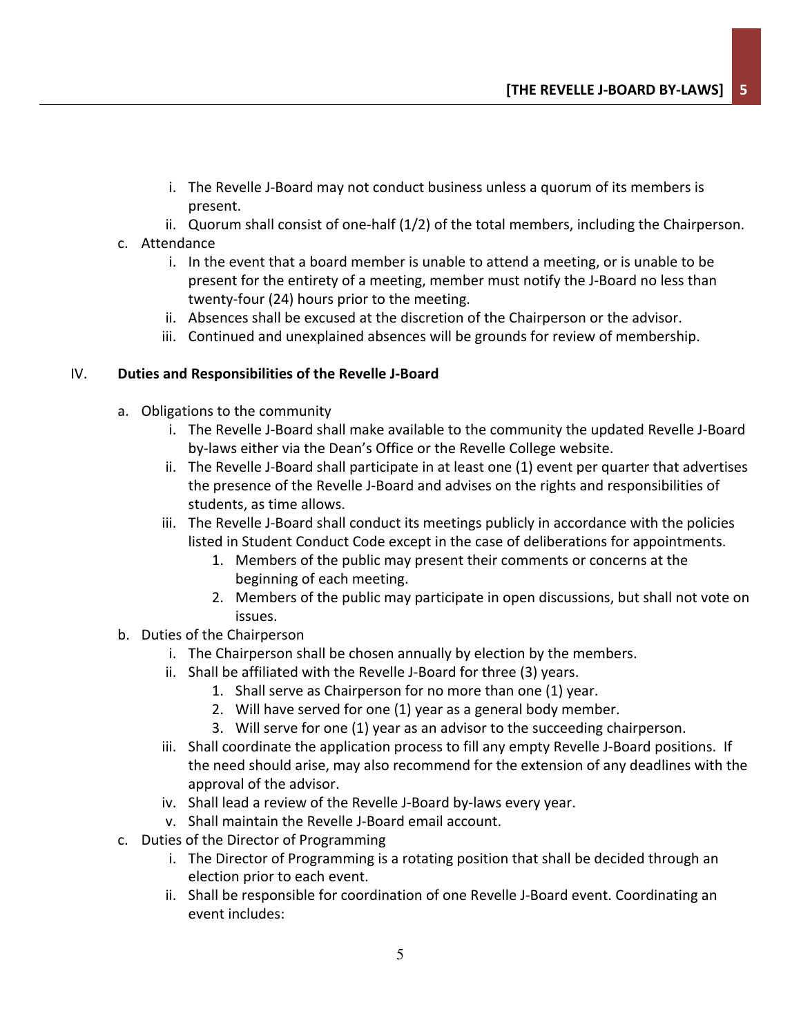i. The Revelle J-Board may not conduct business unless a quorum of its members is present.
   ii. Quorum shall consist of one-half (1/2) of the total members, including the Chairperson.

c. Attendance
   i. In the event that a board member is unable to attend a meeting, or is unable to be present for the entirety of a meeting, member must notify the J-Board no less than twenty-four (24) hours prior to the meeting.
   ii. Absences shall be excused at the discretion of the Chairperson or the advisor.
   iii. Continued and unexplained absences will be grounds for review of membership.

IV. **Duties and Responsibilities of the Revelle J-Board**

a. Obligations to the community
   i. The Revelle J-Board shall make available to the community the updated Revelle J-Board by-laws either via the Dean's Office or the Revelle College website.
   ii. The Revelle J-Board shall participate in at least one (1) event per quarter that advertises the presence of the Revelle J-Board and advises on the rights and responsibilities of students, as time allows.
   iii. The Revelle J-Board shall conduct its meetings publicly in accordance with the policies listed in Student Conduct Code except in the case of deliberations for appointments.
      1. Members of the public may present their comments or concerns at the beginning of each meeting.
      2. Members of the public may participate in open discussions, but shall not vote on issues.

b. Duties of the Chairperson
   i. The Chairperson shall be chosen annually by election by the members.
   ii. Shall be affiliated with the Revelle J-Board for three (3) years.
      1. Shall serve as Chairperson for no more than one (1) year.
      2. Will have served for one (1) year as a general body member.
      3. Will serve for one (1) year as an advisor to the succeeding chairperson.
   iii. Shall coordinate the application process to fill any empty Revelle J-Board positions. If the need should arise, may also recommend for the extension of any deadlines with the approval of the advisor.
   iv. Shall lead a review of the Revelle J-Board by-laws every year.
   v. Shall maintain the Revelle J-Board email account.

c. Duties of the Director of Programming
   i. The Director of Programming is a rotating position that shall be decided through an election prior to each event.
   ii. Shall be responsible for coordination of one Revelle J-Board event. Coordinating an event includes: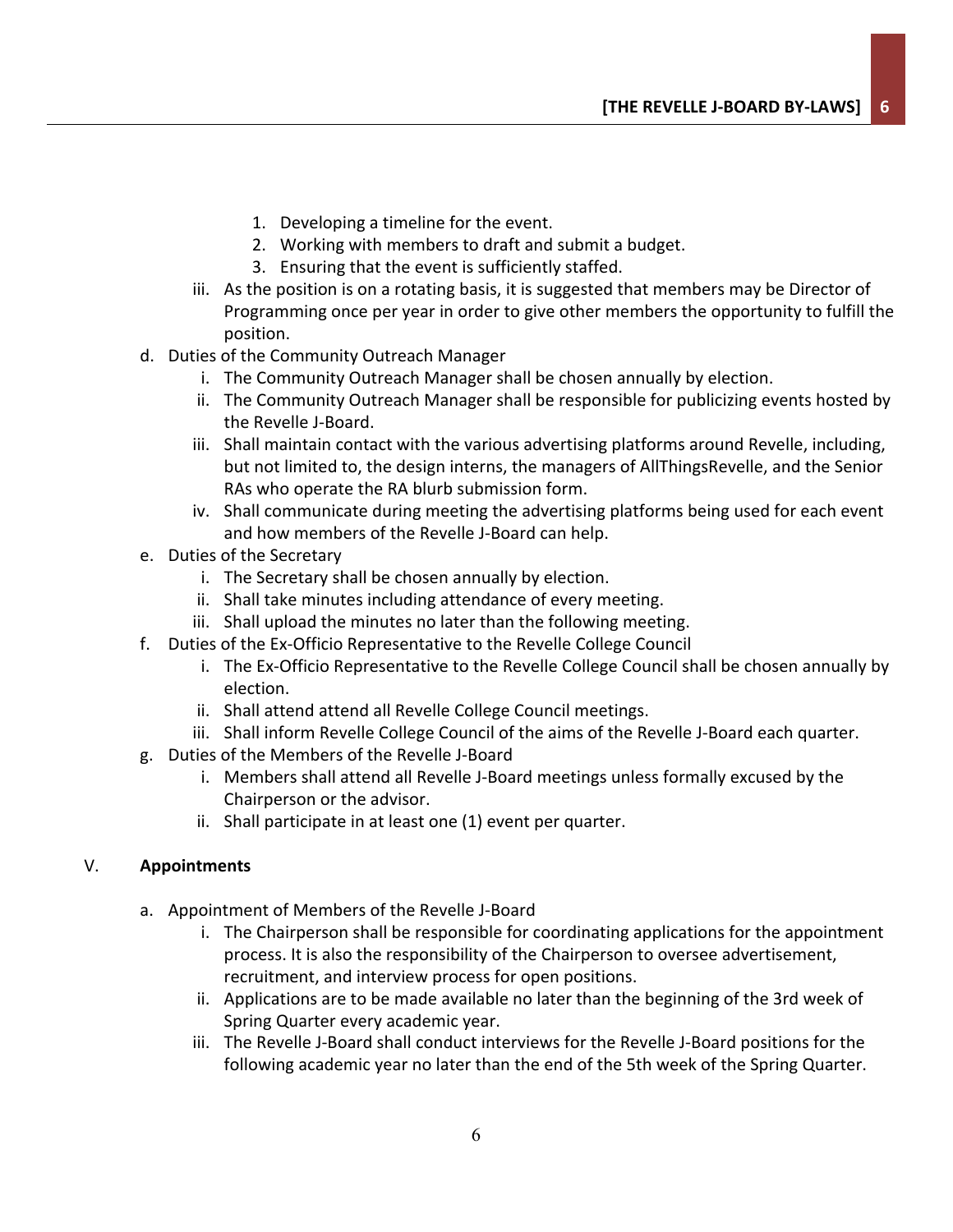1. Developing a timeline for the event.
2. Working with members to draft and submit a budget.
3. Ensuring that the event is sufficiently staffed.

iii. As the position is on a rotating basis, it is suggested that members may be Director of Programming once per year in order to give other members the opportunity to fulfill the position.

d. Duties of the Community Outreach Manager
   i. The Community Outreach Manager shall be chosen annually by election.
   ii. The Community Outreach Manager shall be responsible for publicizing events hosted by the Revelle J-Board.
   iii. Shall maintain contact with the various advertising platforms around Revelle, including, but not limited to, the design interns, the managers of AllThingsRevelle, and the Senior RAs who operate the RA blurb submission form.
   iv. Shall communicate during meeting the advertising platforms being used for each event and how members of the Revelle J-Board can help.

e. Duties of the Secretary
   i. The Secretary shall be chosen annually by election.
   ii. Shall take minutes including attendance of every meeting.
   iii. Shall upload the minutes no later than the following meeting.

f. Duties of the Ex-Officio Representative to the Revelle College Council
   i. The Ex-Officio Representative to the Revelle College Council shall be chosen annually by election.
   ii. Shall attend attend all Revelle College Council meetings.
   iii. Shall inform Revelle College Council of the aims of the Revelle J-Board each quarter.

g. Duties of the Members of the Revelle J-Board
   i. Members shall attend all Revelle J-Board meetings unless formally excused by the Chairperson or the advisor.
   ii. Shall participate in at least one (1) event per quarter.

## V. **Appointments**

a. Appointment of Members of the Revelle J-Board
   i. The Chairperson shall be responsible for coordinating applications for the appointment process. It is also the responsibility of the Chairperson to oversee advertisement, recruitment, and interview process for open positions.
   ii. Applications are to be made available no later than the beginning of the 3rd week of Spring Quarter every academic year.
   iii. The Revelle J-Board shall conduct interviews for the Revelle J-Board positions for the following academic year no later than the end of the 5th week of the Spring Quarter.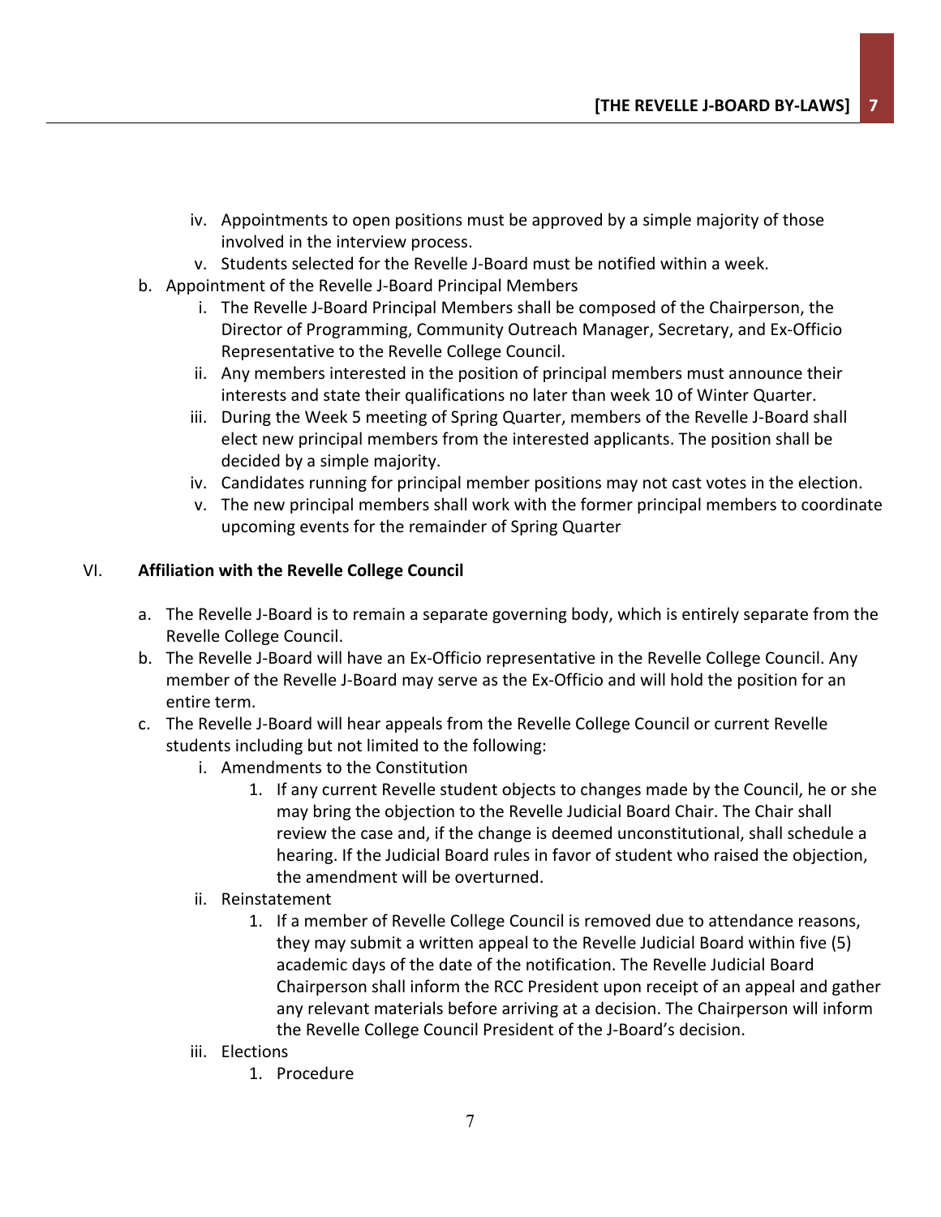iv. Appointments to open positions must be approved by a simple majority of those involved in the interview process.
   v. Students selected for the Revelle J-Board must be notified within a week.

b. Appointment of the Revelle J-Board Principal Members
   i. The Revelle J-Board Principal Members shall be composed of the Chairperson, the Director of Programming, Community Outreach Manager, Secretary, and Ex-Officio Representative to the Revelle College Council.
   ii. Any members interested in the position of principal members must announce their interests and state their qualifications no later than week 10 of Winter Quarter.
   iii. During the Week 5 meeting of Spring Quarter, members of the Revelle J-Board shall elect new principal members from the interested applicants. The position shall be decided by a simple majority.
   iv. Candidates running for principal member positions may not cast votes in the election.
   v. The new principal members shall work with the former principal members to coordinate upcoming events for the remainder of Spring Quarter

## VI. **Affiliation with the Revelle College Council**

a. The Revelle J-Board is to remain a separate governing body, which is entirely separate from the Revelle College Council.

b. The Revelle J-Board will have an Ex-Officio representative in the Revelle College Council. Any member of the Revelle J-Board may serve as the Ex-Officio and will hold the position for an entire term.

c. The Revelle J-Board will hear appeals from the Revelle College Council or current Revelle students including but not limited to the following:
   i. Amendments to the Constitution
      1. If any current Revelle student objects to changes made by the Council, he or she may bring the objection to the Revelle Judicial Board Chair. The Chair shall review the case and, if the change is deemed unconstitutional, shall schedule a hearing. If the Judicial Board rules in favor of student who raised the objection, the amendment will be overturned.
   ii. Reinstatement
      1. If a member of Revelle College Council is removed due to attendance reasons, they may submit a written appeal to the Revelle Judicial Board within five (5) academic days of the date of the notification. The Revelle Judicial Board Chairperson shall inform the RCC President upon receipt of an appeal and gather any relevant materials before arriving at a decision. The Chairperson will inform the Revelle College Council President of the J-Board's decision.
   iii. Elections
      1. Procedure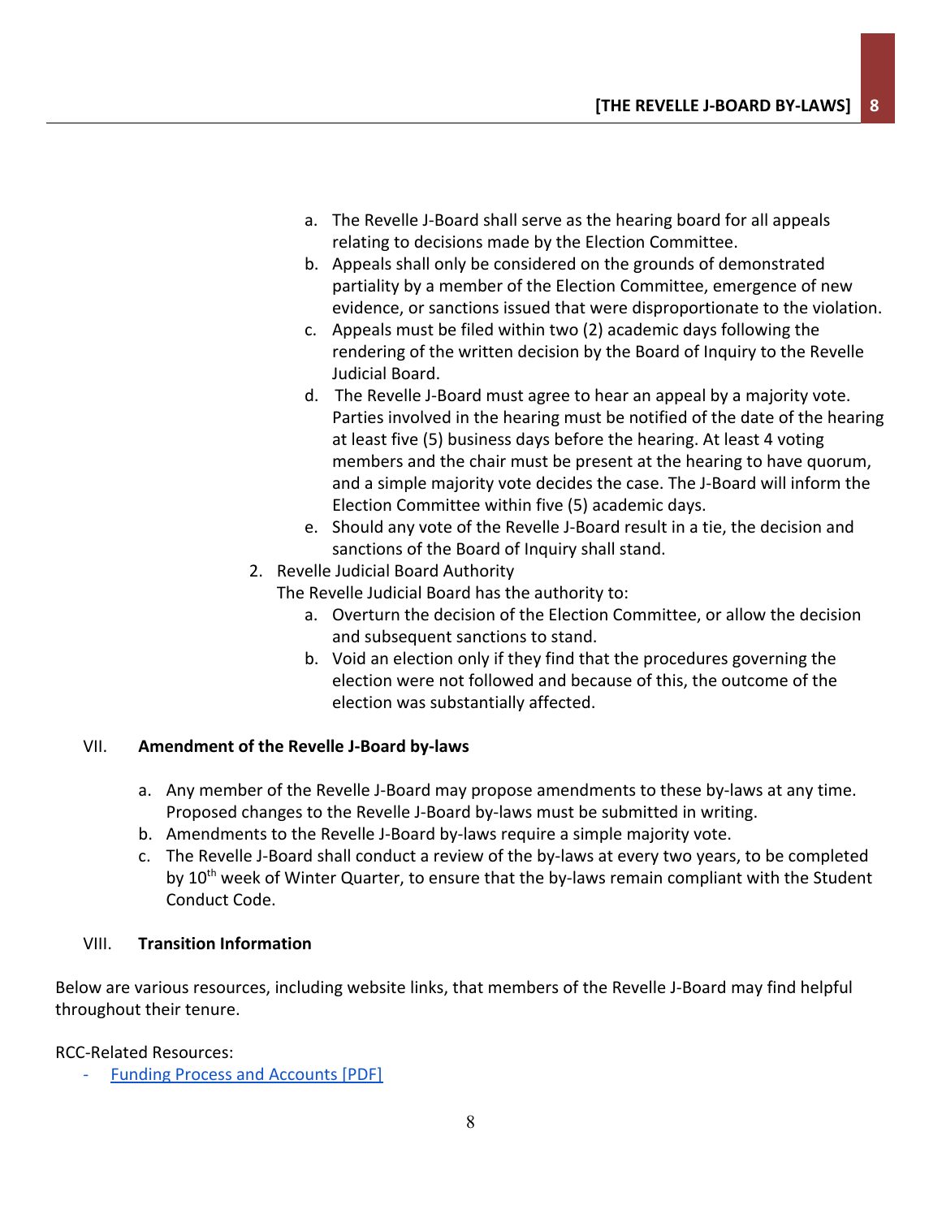a. The Revelle J-Board shall serve as the hearing board for all appeals relating to decisions made by the Election Committee.
b. Appeals shall only be considered on the grounds of demonstrated partiality by a member of the Election Committee, emergence of new evidence, or sanctions issued that were disproportionate to the violation.
c. Appeals must be filed within two (2) academic days following the rendering of the written decision by the Board of Inquiry to the Revelle Judicial Board.
d. The Revelle J-Board must agree to hear an appeal by a majority vote. Parties involved in the hearing must be notified of the date of the hearing at least five (5) business days before the hearing. At least 4 voting members and the chair must be present at the hearing to have quorum, and a simple majority vote decides the case. The J-Board will inform the Election Committee within five (5) academic days.
e. Should any vote of the Revelle J-Board result in a tie, the decision and sanctions of the Board of Inquiry shall stand.

2. Revelle Judicial Board Authority

   The Revelle Judicial Board has the authority to:

   a. Overturn the decision of the Election Committee, or allow the decision and subsequent sanctions to stand.
   b. Void an election only if they find that the procedures governing the election were not followed and because of this, the outcome of the election was substantially affected.

## VII. **Amendment of the Revelle J-Board by-laws**

a. Any member of the Revelle J-Board may propose amendments to these by-laws at any time. Proposed changes to the Revelle J-Board by-laws must be submitted in writing.
b. Amendments to the Revelle J-Board by-laws require a simple majority vote.
c. The Revelle J-Board shall conduct a review of the by-laws at every two years, to be completed by 10th week of Winter Quarter, to ensure that the by-laws remain compliant with the Student Conduct Code.

## VIII. **Transition Information**

Below are various resources, including website links, that members of the Revelle J-Board may find helpful throughout their tenure.

RCC-Related Resources:

- Funding Process and Accounts [PDF]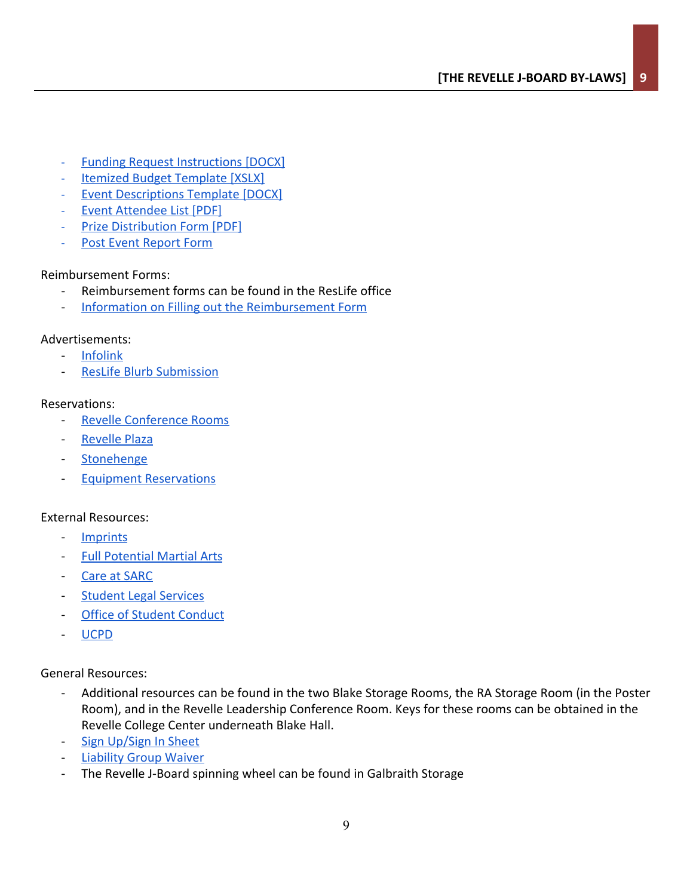- Funding Request Instructions [DOCX]
- Itemized Budget Template [XSLX]
- Event Descriptions Template [DOCX]
- Event Attendee List [PDF]
- Prize Distribution Form [PDF]
- Post Event Report Form

Reimbursement Forms:

- Reimbursement forms can be found in the ResLife office
- Information on Filling out the Reimbursement Form

Advertisements:

- Infolink
- ResLife Blurb Submission

Reservations:

- Revelle Conference Rooms
- Revelle Plaza
- Stonehenge
- Equipment Reservations

External Resources:

- Imprints
- Full Potential Martial Arts
- Care at SARC
- Student Legal Services
- Office of Student Conduct
- UCPD

General Resources:

- Additional resources can be found in the two Blake Storage Rooms, the RA Storage Room (in the Poster Room), and in the Revelle Leadership Conference Room. Keys for these rooms can be obtained in the Revelle College Center underneath Blake Hall.
- Sign Up/Sign In Sheet
- Liability Group Waiver
- The Revelle J-Board spinning wheel can be found in Galbraith Storage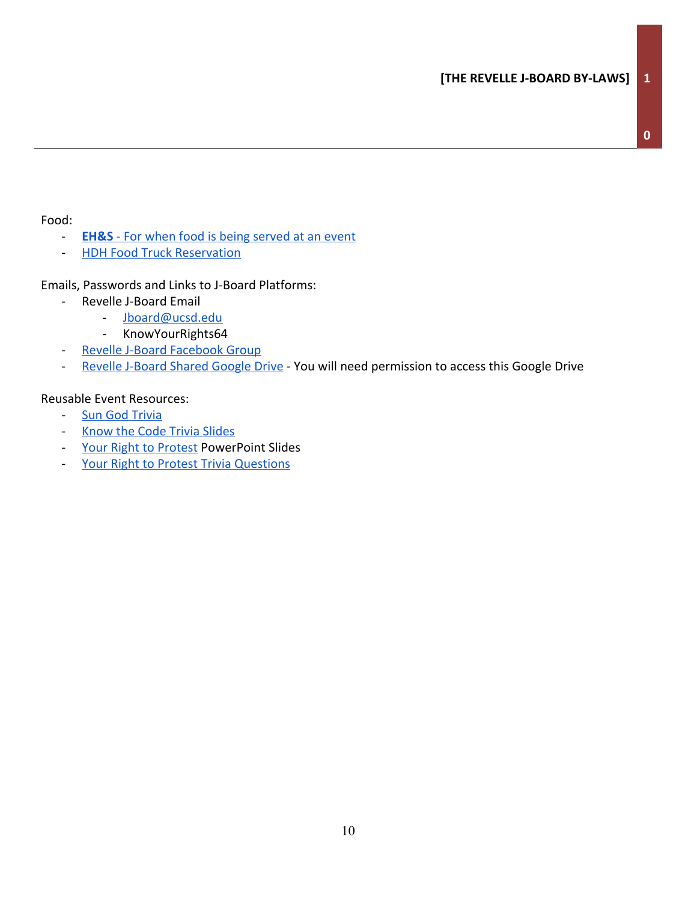Food:

- **EH&S** - For when food is being served at an event
- HDH Food Truck Reservation

Emails, Passwords and Links to J-Board Platforms:

- Revelle J-Board Email
  - Jboard@ucsd.edu
  - KnowYourRights64
- Revelle J-Board Facebook Group
- Revelle J-Board Shared Google Drive - You will need permission to access this Google Drive

Reusable Event Resources:

- Sun God Trivia
- Know the Code Trivia Slides
- Your Right to Protest PowerPoint Slides
- Your Right to Protest Trivia Questions